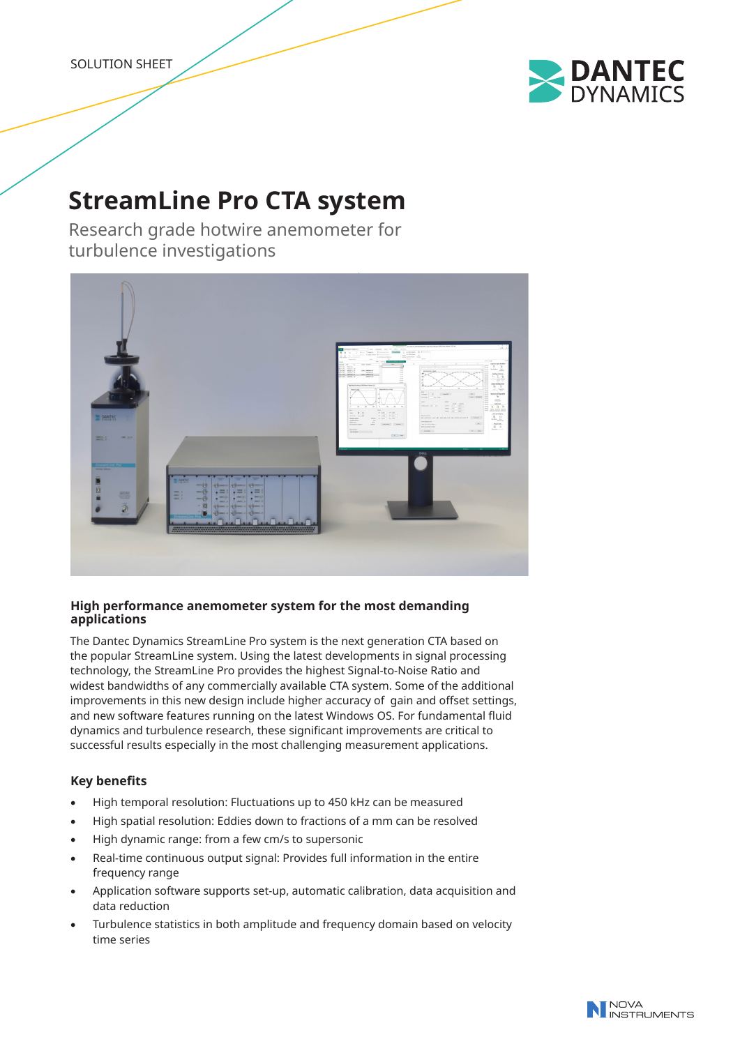SOLUTION SHEET

# StreamLine Pro CTA system

Research grade hotwire anemometer for turbulence investigations

### High performance anemometer system for the most demanding applications

The Dantec Dynamics StreamLine Pro system is the next generation CTA based on the popular StreamLine system. Using the latest developments in signal processing technology, the StreamLine Pro provides the highest Signal-to-Noise Ratio and widest bandwidths of any commercially available CTA system. Some of the additional improvements in this new design include higher accuracy of gain and offset settings, and new software features running on the latest Windows OS. For fundamental fluid dynamics and turbulence research, these significant improvements are critical to successful results especially in the most challenging measurement applications.

### Key benefits

- High temporal resolution: Fluctuations up to 450 kHz can be measured
- High spatial resolution: Eddies down to fractions of a mm can be resolved
- High dynamic range: from a few cm/s to supersonic
- Real-time continuous output signal: Provides full information in the entire frequency range
- Application software supports set-up, automatic calibration, data acquisition and data reduction
- Turbulence statistics in both amplitude and frequency domain based on velocity time series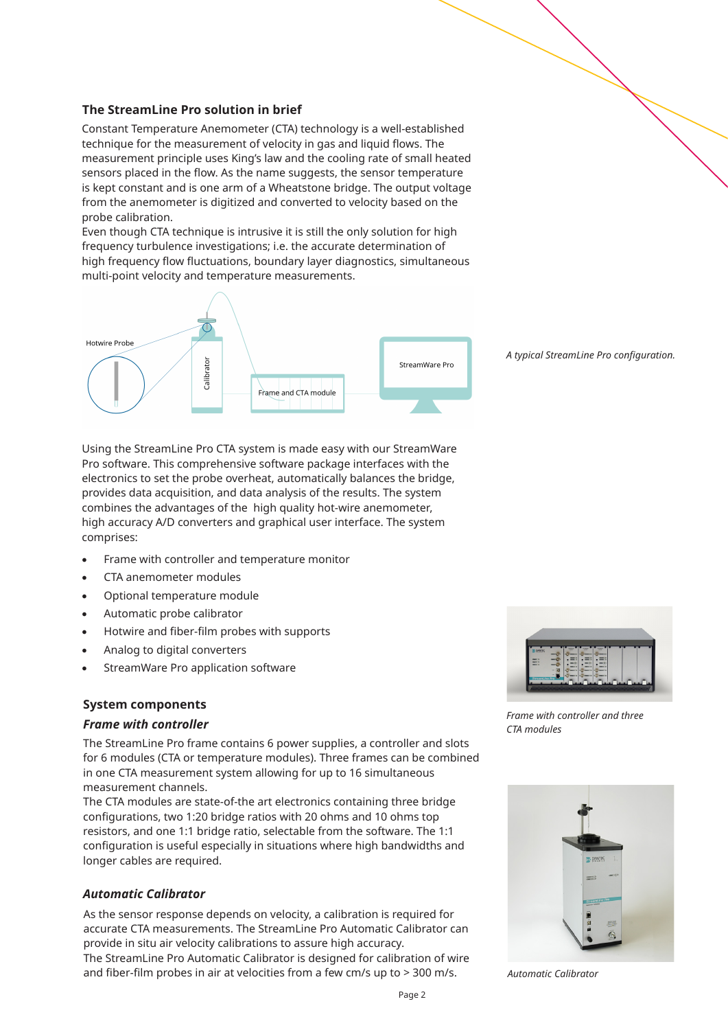## The StreamLine Pro solution in brief

Constant Temperature Anemometer (CTA) technology is a well-established technique for the measurement of velocity in gas and liquid flows. The measurement principle uses King's law and the cooling rate of small heated sensors placed in the flow. As the name suggests, the sensor temperature is kept constant and is one arm of a Wheatstone bridge. The output voltage from the anemometer is digitized and converted to velocity based on the probe calibration.
Even though CTA technique is intrusive it is still the only solution for high frequency turbulence investigations; i.e. the accurate determination of high frequency flow fluctuations, boundary layer diagnostics, simultaneous multi-point velocity and temperature measurements.

*A typical StreamLine Pro configuration.*

Using the StreamLine Pro CTA system is made easy with our StreamWare Pro software. This comprehensive software package interfaces with the electronics to set the probe overheat, automatically balances the bridge, provides data acquisition, and data analysis of the results. The system combines the advantages of the high quality hot-wire anemometer, high accuracy A/D converters and graphical user interface. The system comprises:

- Frame with controller and temperature monitor
- CTA anemometer modules
- Optional temperature module
- Automatic probe calibrator
- Hotwire and fiber-film probes with supports
- Analog to digital converters
- StreamWare Pro application software

## System components

### *Frame with controller*

The StreamLine Pro frame contains 6 power supplies, a controller and slots for 6 modules (CTA or temperature modules). Three frames can be combined in one CTA measurement system allowing for up to 16 simultaneous measurement channels.
The CTA modules are state-of-the art electronics containing three bridge configurations, two 1:20 bridge ratios with 20 ohms and 10 ohms top resistors, and one 1:1 bridge ratio, selectable from the software. The 1:1 configuration is useful especially in situations where high bandwidths and longer cables are required.

*Frame with controller and three CTA modules*

### *Automatic Calibrator*

As the sensor response depends on velocity, a calibration is required for accurate CTA measurements. The StreamLine Pro Automatic Calibrator can provide in situ air velocity calibrations to assure high accuracy.
The StreamLine Pro Automatic Calibrator is designed for calibration of wire and fiber-film probes in air at velocities from a few cm/s up to > 300 m/s.

*Automatic Calibrator*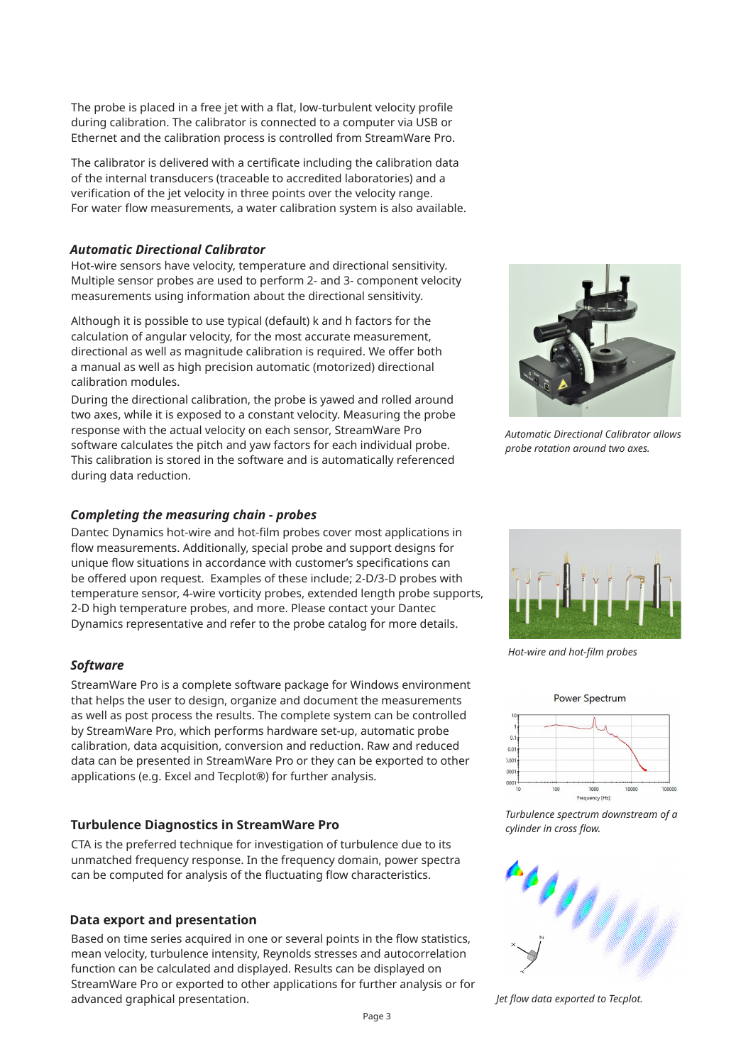The probe is placed in a free jet with a flat, low-turbulent velocity profile during calibration. The calibrator is connected to a computer via USB or Ethernet and the calibration process is controlled from StreamWare Pro.

The calibrator is delivered with a certificate including the calibration data of the internal transducers (traceable to accredited laboratories) and a verification of the jet velocity in three points over the velocity range. For water flow measurements, a water calibration system is also available.

### *Automatic Directional Calibrator*

Hot-wire sensors have velocity, temperature and directional sensitivity. Multiple sensor probes are used to perform 2- and 3- component velocity measurements using information about the directional sensitivity.

Although it is possible to use typical (default) k and h factors for the calculation of angular velocity, for the most accurate measurement, directional as well as magnitude calibration is required. We offer both a manual as well as high precision automatic (motorized) directional calibration modules.

During the directional calibration, the probe is yawed and rolled around two axes, while it is exposed to a constant velocity. Measuring the probe response with the actual velocity on each sensor, StreamWare Pro software calculates the pitch and yaw factors for each individual probe. This calibration is stored in the software and is automatically referenced during data reduction.

*Automatic Directional Calibrator allows probe rotation around two axes.*

### *Completing the measuring chain - probes*

Dantec Dynamics hot-wire and hot-film probes cover most applications in flow measurements. Additionally, special probe and support designs for unique flow situations in accordance with customer's specifications can be offered upon request. Examples of these include; 2-D/3-D probes with temperature sensor, 4-wire vorticity probes, extended length probe supports, 2-D high temperature probes, and more. Please contact your Dantec Dynamics representative and refer to the probe catalog for more details.

*Hot-wire and hot-film probes*

### *Software*

StreamWare Pro is a complete software package for Windows environment that helps the user to design, organize and document the measurements as well as post process the results. The complete system can be controlled by StreamWare Pro, which performs hardware set-up, automatic probe calibration, data acquisition, conversion and reduction. Raw and reduced data can be presented in StreamWare Pro or they can be exported to other applications (e.g. Excel and Tecplot®) for further analysis.

*Turbulence spectrum downstream of a cylinder in cross flow.*

### Turbulence Diagnostics in StreamWare Pro

CTA is the preferred technique for investigation of turbulence due to its unmatched frequency response. In the frequency domain, power spectra can be computed for analysis of the fluctuating flow characteristics.

### Data export and presentation

Based on time series acquired in one or several points in the flow statistics, mean velocity, turbulence intensity, Reynolds stresses and autocorrelation function can be calculated and displayed. Results can be displayed on StreamWare Pro or exported to other applications for further analysis or for advanced graphical presentation.

*Jet flow data exported to Tecplot.*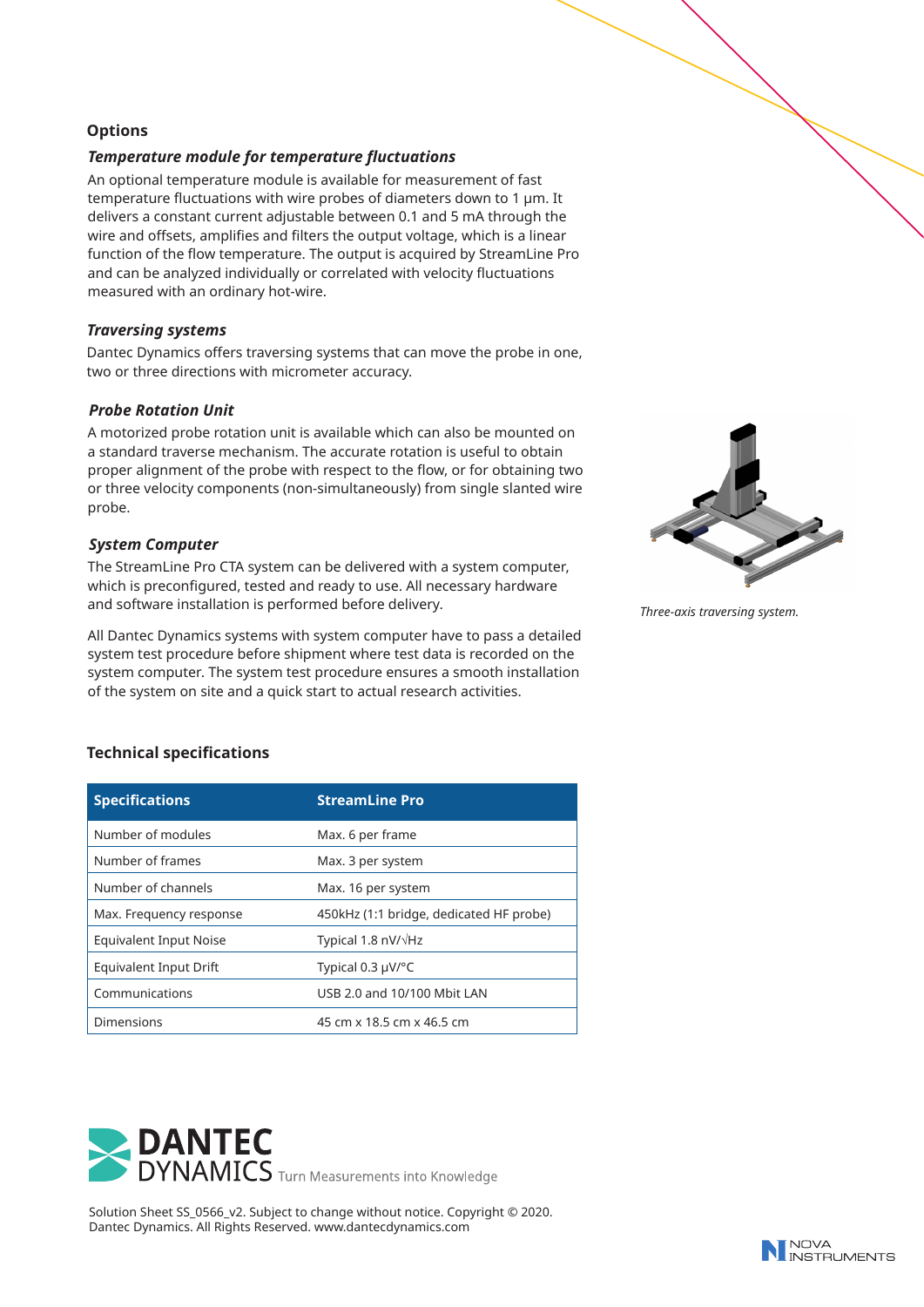## Options

### *Temperature module for temperature fluctuations*

An optional temperature module is available for measurement of fast temperature fluctuations with wire probes of diameters down to 1 µm. It delivers a constant current adjustable between 0.1 and 5 mA through the wire and offsets, amplifies and filters the output voltage, which is a linear function of the flow temperature. The output is acquired by StreamLine Pro and can be analyzed individually or correlated with velocity fluctuations measured with an ordinary hot-wire.

### *Traversing systems*

Dantec Dynamics offers traversing systems that can move the probe in one, two or three directions with micrometer accuracy.

### *Probe Rotation Unit*

A motorized probe rotation unit is available which can also be mounted on a standard traverse mechanism. The accurate rotation is useful to obtain proper alignment of the probe with respect to the flow, or for obtaining two or three velocity components (non-simultaneously) from single slanted wire probe.

### *System Computer*

The StreamLine Pro CTA system can be delivered with a system computer, which is preconfigured, tested and ready to use. All necessary hardware and software installation is performed before delivery.

All Dantec Dynamics systems with system computer have to pass a detailed system test procedure before shipment where test data is recorded on the system computer. The system test procedure ensures a smooth installation of the system on site and a quick start to actual research activities.

*Three-axis traversing system.*

## Technical specifications

| Specifications | StreamLine Pro |
|---|---|
| Number of modules | Max. 6 per frame |
| Number of frames | Max. 3 per system |
| Number of channels | Max. 16 per system |
| Max. Frequency response | 450kHz (1:1 bridge, dedicated HF probe) |
| Equivalent Input Noise | Typical 1.8 nV/√Hz |
| Equivalent Input Drift | Typical 0.3 µV/°C |
| Communications | USB 2.0 and 10/100 Mbit LAN |
| Dimensions | 45 cm x 18.5 cm x 46.5 cm |

DANTEC DYNAMICS Turn Measurements into Knowledge

Solution Sheet SS_0566_v2. Subject to change without notice. Copyright © 2020. Dantec Dynamics. All Rights Reserved. www.dantecdynamics.com

NOVA INSTRUMENTS